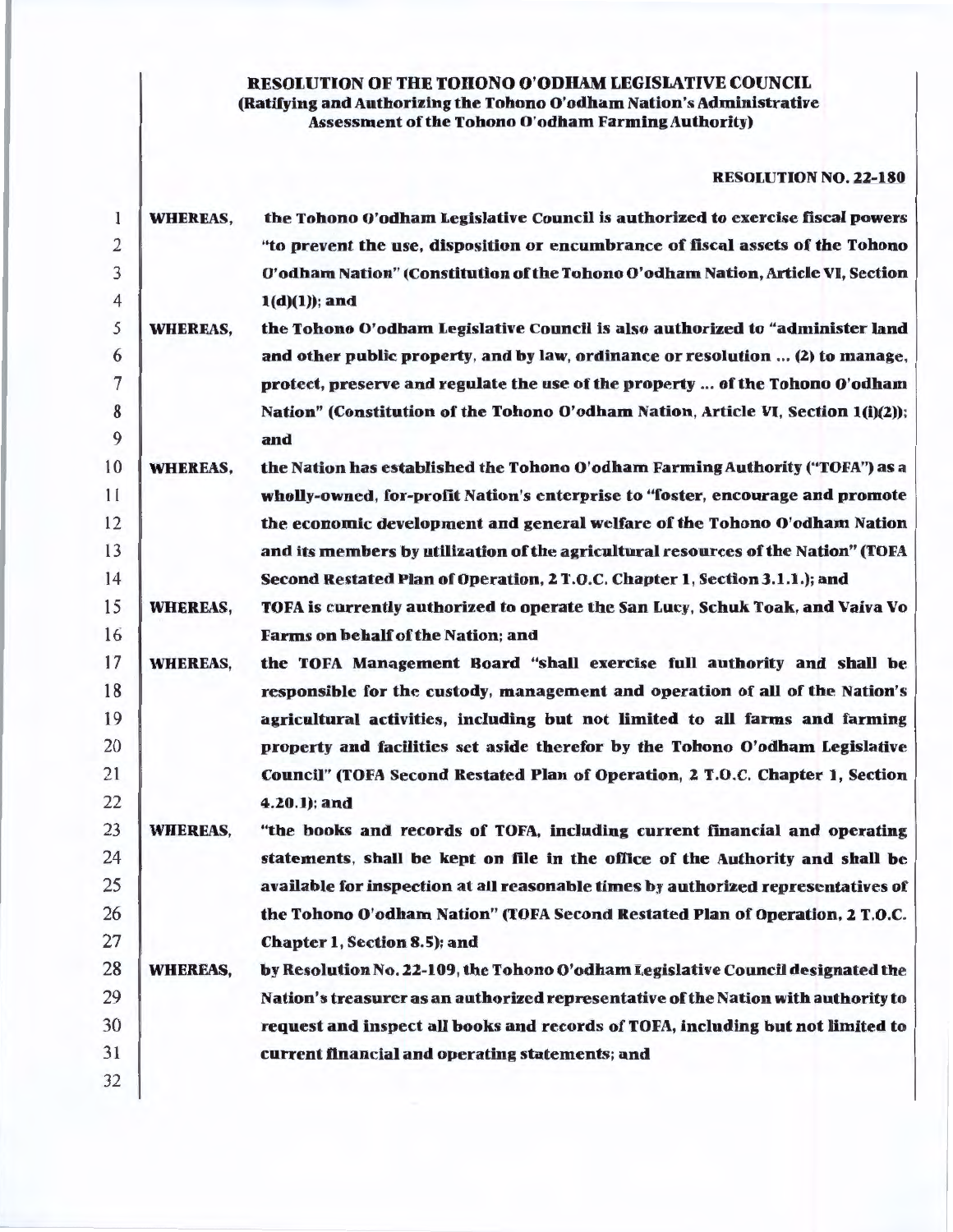**RESOLUTION OF THE TOHONO O'ODHAM LEGISLATIVE COUNCIL**
**(Ratifying and Authorizing the Tohono O'odham Nation's Administrative Assessment of the Tohono O'odham Farming Authority)**

**RESOLUTION NO. 22-180**

**WHEREAS,** the Tohono O'odham Legislative Council is authorized to exercise fiscal powers "to prevent the use, disposition or encumbrance of fiscal assets of the Tohono O'odham Nation" (Constitution of the Tohono O'odham Nation, Article VI, Section 1(d)(1)); and

**WHEREAS,** the Tohono O'odham Legislative Council is also authorized to "administer land and other public property, and by law, ordinance or resolution ... (2) to manage, protect, preserve and regulate the use of the property ... of the Tohono O'odham Nation" (Constitution of the Tohono O'odham Nation, Article VI, Section 1(i)(2)); and

**WHEREAS,** the Nation has established the Tohono O'odham Farming Authority ("TOFA") as a wholly-owned, for-profit Nation's enterprise to "foster, encourage and promote the economic development and general welfare of the Tohono O'odham Nation and its members by utilization of the agricultural resources of the Nation" (TOFA Second Restated Plan of Operation, 2 T.O.C. Chapter 1, Section 3.1.1.); and

**WHEREAS,** TOFA is currently authorized to operate the San Lucy, Schuk Toak, and Vaiva Vo Farms on behalf of the Nation; and

**WHEREAS,** the TOFA Management Board "shall exercise full authority and shall be responsible for the custody, management and operation of all of the Nation's agricultural activities, including but not limited to all farms and farming property and facilities set aside therefor by the Tohono O'odham Legislative Council" (TOFA Second Restated Plan of Operation, 2 T.O.C. Chapter 1, Section 4.20.1); and

**WHEREAS,** "the books and records of TOFA, including current financial and operating statements, shall be kept on file in the office of the Authority and shall be available for inspection at all reasonable times by authorized representatives of the Tohono O'odham Nation" (TOFA Second Restated Plan of Operation, 2 T.O.C. Chapter 1, Section 8.5); and

**WHEREAS,** by Resolution No. 22-109, the Tohono O'odham Legislative Council designated the Nation's treasurer as an authorized representative of the Nation with authority to request and inspect all books and records of TOFA, including but not limited to current financial and operating statements; and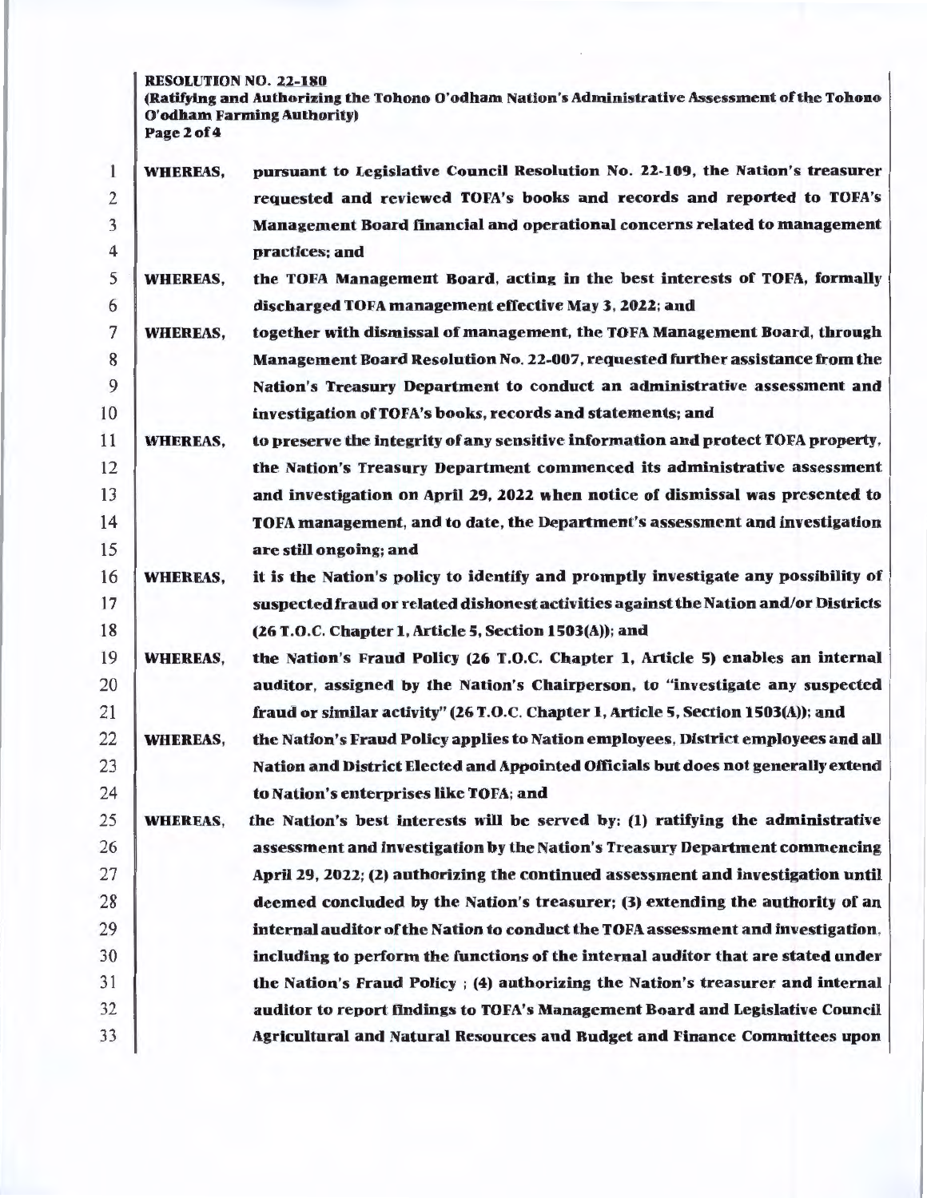**WHEREAS,** pursuant to Legislative Council Resolution No. 22-109, the Nation's treasurer requested and reviewed TOFA's books and records and reported to TOFA's Management Board financial and operational concerns related to management practices; and

**WHEREAS,** the TOFA Management Board, acting in the best interests of TOFA, formally discharged TOFA management effective May 3, 2022; and

**WHEREAS,** together with dismissal of management, the TOFA Management Board, through Management Board Resolution No. 22-007, requested further assistance from the Nation's Treasury Department to conduct an administrative assessment and investigation of TOFA's books, records and statements; and

**WHEREAS,** to preserve the integrity of any sensitive information and protect TOFA property, the Nation's Treasury Department commenced its administrative assessment and investigation on April 29, 2022 when notice of dismissal was presented to TOFA management, and to date, the Department's assessment and investigation are still ongoing; and

**WHEREAS,** it is the Nation's policy to identify and promptly investigate any possibility of suspected fraud or related dishonest activities against the Nation and/or Districts (26 T.O.C. Chapter 1, Article 5, Section 1503(A)); and

**WHEREAS,** the Nation's Fraud Policy (26 T.O.C. Chapter 1, Article 5) enables an internal auditor, assigned by the Nation's Chairperson, to "investigate any suspected fraud or similar activity" (26 T.O.C. Chapter 1, Article 5, Section 1503(A)); and

**WHEREAS,** the Nation's Fraud Policy applies to Nation employees, District employees and all Nation and District Elected and Appointed Officials but does not generally extend to Nation's enterprises like TOFA; and

**WHEREAS,** the Nation's best interests will be served by: (1) ratifying the administrative assessment and investigation by the Nation's Treasury Department commencing April 29, 2022; (2) authorizing the continued assessment and investigation until deemed concluded by the Nation's treasurer; (3) extending the authority of an internal auditor of the Nation to conduct the TOFA assessment and investigation, including to perform the functions of the internal auditor that are stated under the Nation's Fraud Policy ; (4) authorizing the Nation's treasurer and internal auditor to report findings to TOFA's Management Board and Legislative Council Agricultural and Natural Resources and Budget and Finance Committees upon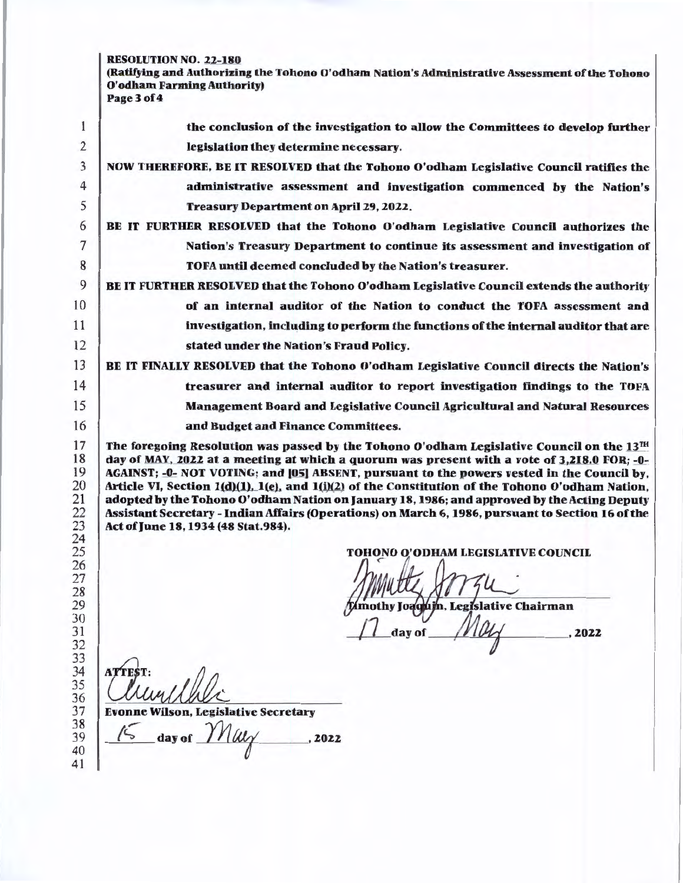**RESOLUTION NO. 22-180**
**(Ratifying and Authorizing the Tohono O'odham Nation's Administrative Assessment of the Tohono O'odham Farming Authority)**

**the conclusion of the investigation to allow the Committees to develop further legislation they determine necessary.**

**NOW THEREFORE, BE IT RESOLVED that the Tohono O'odham Legislative Council ratifies the administrative assessment and investigation commenced by the Nation's Treasury Department on April 29, 2022.**

**BE IT FURTHER RESOLVED that the Tohono O'odham Legislative Council authorizes the Nation's Treasury Department to continue its assessment and investigation of TOFA until deemed concluded by the Nation's treasurer.**

**BE IT FURTHER RESOLVED that the Tohono O'odham Legislative Council extends the authority of an internal auditor of the Nation to conduct the TOFA assessment and investigation, including to perform the functions of the internal auditor that are stated under the Nation's Fraud Policy.**

**BE IT FINALLY RESOLVED that the Tohono O'odham Legislative Council directs the Nation's treasurer and internal auditor to report investigation findings to the TOFA Management Board and Legislative Council Agricultural and Natural Resources and Budget and Finance Committees.**

**The foregoing Resolution was passed by the Tohono O'odham Legislative Council on the 13TH day of MAY, 2022 at a meeting at which a quorum was present with a vote of 3,218.0 FOR; -0- AGAINST; -0- NOT VOTING; and [05] ABSENT, pursuant to the powers vested in the Council by, Article VI, Section 1(d)(1), 1(e), and 1(i)(2) of the Constitution of the Tohono O'odham Nation, adopted by the Tohono O'odham Nation on January 18, 1986; and approved by the Acting Deputy Assistant Secretary - Indian Affairs (Operations) on March 6, 1986, pursuant to Section 16 of the Act of June 18, 1934 (48 Stat.984).**

**TOHONO O'ODHAM LEGISLATIVE COUNCIL**

Timothy Joaquin, Legislative Chairman

17 day of May, 2022

ATTEST:

Evonne Wilson, Legislative Secretary

15 day of May, 2022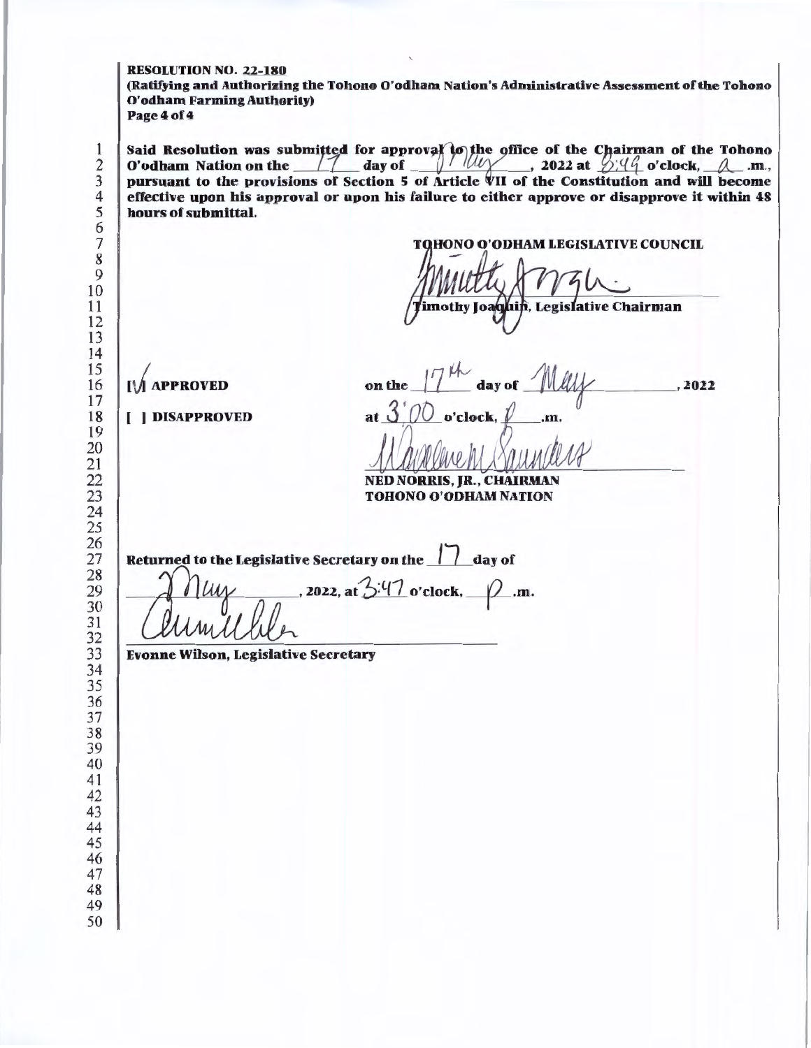**RESOLUTION NO. 22-180**
**(Ratifying and Authorizing the Tohono O'odham Nation's Administrative Assessment of the Tohono O'odham Farming Authority)**
**Page 4 of 4**

**Said Resolution was submitted for approval to the office of the Chairman of the Tohono O'odham Nation on the 17 day of May, 2022 at 8:49 o'clock, a .m., pursuant to the provisions of Section 5 of Article VII of the Constitution and will become effective upon his approval or upon his failure to either approve or disapprove it within 48 hours of submittal.**

**TOHONO O'ODHAM LEGISLATIVE COUNCIL**

Timothy Joaquin, Legislative Chairman

**[✓] APPROVED** on the 17th day of May, 2022

**[ ] DISAPPROVED** at 3:00 o'clock, p .m.

**NED NORRIS, JR., CHAIRMAN**
**TOHONO O'ODHAM NATION**

**Returned to the Legislative Secretary on the 17 day of May, 2022, at 3:47 o'clock, p .m.**

**Evonne Wilson, Legislative Secretary**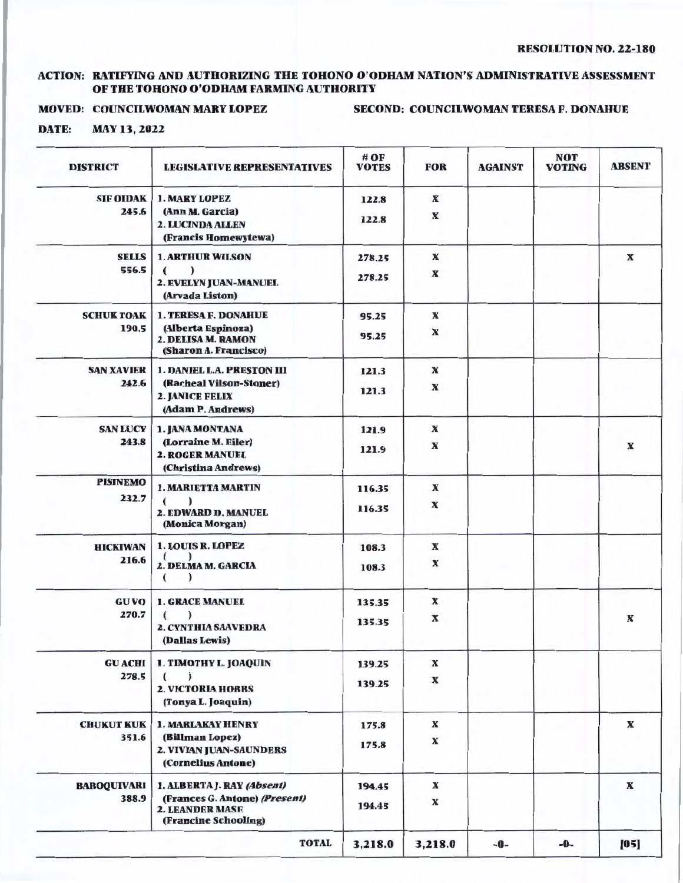**RESOLUTION NO. 22-180**

**ACTION: RATIFYING AND AUTHORIZING THE TOHONO O'ODHAM NATION'S ADMINISTRATIVE ASSESSMENT OF THE TOHONO O'ODHAM FARMING AUTHORITY**

**MOVED: COUNCILWOMAN MARY LOPEZ** **SECOND: COUNCILWOMAN TERESA F. DONAHUE**

**DATE: MAY 13, 2022**

| DISTRICT | LEGISLATIVE REPRESENTATIVES | # OF VOTES | FOR | AGAINST | NOT VOTING | ABSENT |
|---|---|---|---|---|---|---|
| SIF OIDAK 245.6 | 1. MARY LOPEZ (Ann M. Garcia) 2. LUCINDA ALLEN (Francis Homewytewa) | 122.8 122.8 | X X | | | |
| SELLS 556.5 | 1. ARTHUR WILSON ( ) 2. EVELYN JUAN-MANUEL (Arvada Liston) | 278.25 278.25 | X X | | | X |
| SCHUK TOAK 190.5 | 1. TERESA F. DONAHUE (Alberta Espinoza) 2. DELISA M. RAMON (Sharon A. Francisco) | 95.25 95.25 | X X | | | |
| SAN XAVIER 242.6 | 1. DANIEL L.A. PRESTON III (Racheal Vilson-Stoner) 2. JANICE FELIX (Adam P. Andrews) | 121.3 121.3 | X X | | | |
| SAN LUCY 243.8 | 1. JANA MONTANA (Lorraine M. Eiler) 2. ROGER MANUEL (Christina Andrews) | 121.9 121.9 | X X | | | X |
| PISINEMO 232.7 | 1. MARIETTA MARTIN ( ) 2. EDWARD D. MANUEL (Monica Morgan) | 116.35 116.35 | X X | | | |
| HICKIWAN 216.6 | 1. LOUIS R. LOPEZ ( ) 2. DELMA M. GARCIA ( ) | 108.3 108.3 | X X | | | |
| GU VO 270.7 | 1. GRACE MANUEL ( ) 2. CYNTHIA SAAVEDRA (Dallas Lewis) | 135.35 135.35 | X X | | | X |
| GU ACHI 278.5 | 1. TIMOTHY L. JOAQUIN ( ) 2. VICTORIA HOBBS (Tonya L. Joaquin) | 139.25 139.25 | X X | | | |
| CHUKUT KUK 351.6 | 1. MARLAKAY HENRY (Billman Lopez) 2. VIVIAN JUAN-SAUNDERS (Cornelius Antone) | 175.8 175.8 | X X | | | X |
| BABOQUIVARI 388.9 | 1. ALBERTA J. RAY *(Absent)* (Frances G. Antone) *(Present)* 2. LEANDER MASE (Francine Schooling) | 194.45 194.45 | X X | | | X |
| | **TOTAL** | **3,218.0** | **3,218.0** | **-0-** | **-0-** | **[05]** |